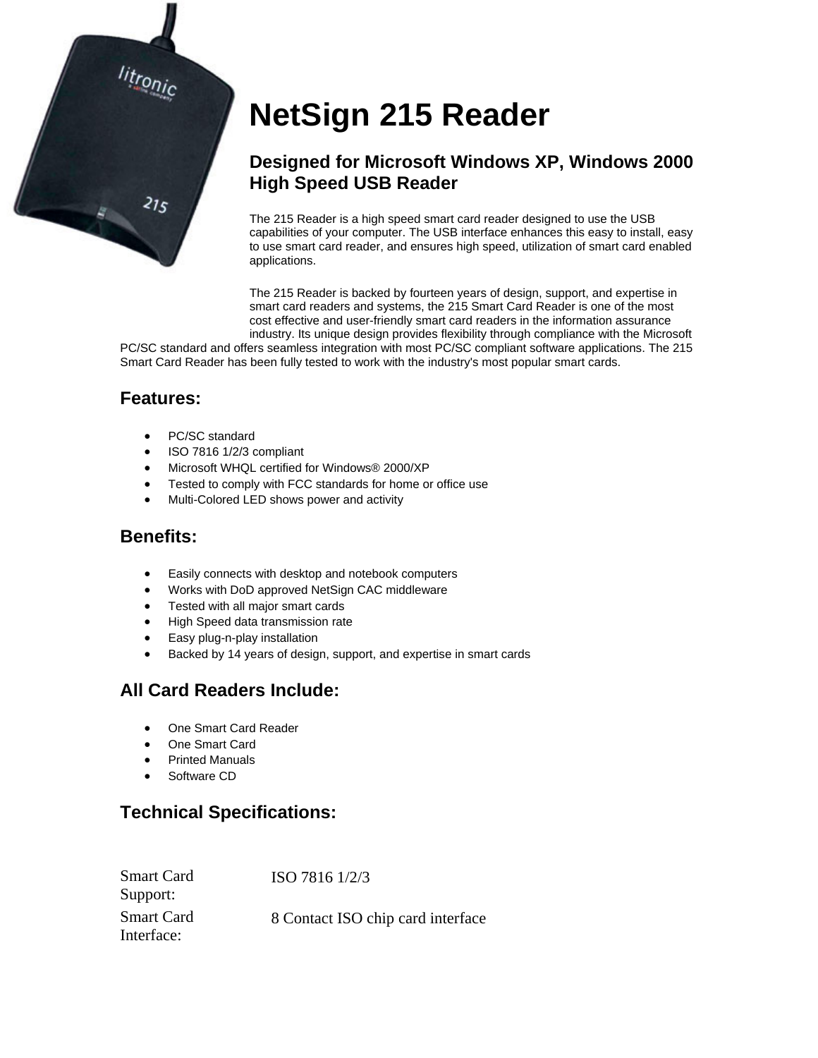# NetSign 215 Reader

## Designed for Microsoft Windows XP, Windows 2000 High Speed USB Reader

The 215 Reader is a high speed smart card reader designed to use the USB capabilities of your computer. The USB interface enhances this easy to install, easy to use smart card reader, and ensures high speed, utilization of smart card enabled applications.

The 215 Reader is backed by fourteen years of design, support, and expertise in smart card readers and systems, the 215 Smart Card Reader is one of the most cost effective and user-friendly smart card readers in the information assurance industry. Its unique design provides flexibility through compliance with the Microsoft PC/SC standard and offers seamless integration with most PC/SC compliant software applications. The 215 Smart Card Reader has been fully tested to work with the industry's most popular smart cards.

### Features:

- PC/SC standard
- ISO 7816 1/2/3 compliant
- Microsoft WHQL certified for Windows® 2000/XP
- Tested to comply with FCC standards for home or office use
- Multi-Colored LED shows power and activity

### Benefits:

- Easily connects with desktop and notebook computers
- Works with DoD approved NetSign CAC middleware
- Tested with all major smart cards
- High Speed data transmission rate
- Easy plug-n-play installation
- Backed by 14 years of design, support, and expertise in smart cards

### All Card Readers Include:

- One Smart Card Reader
- One Smart Card
- Printed Manuals
- Software CD

### Technical Specifications:

| | |
|---|---|
| Smart Card Support: | ISO 7816 1/2/3 |
| Smart Card Interface: | 8 Contact ISO chip card interface |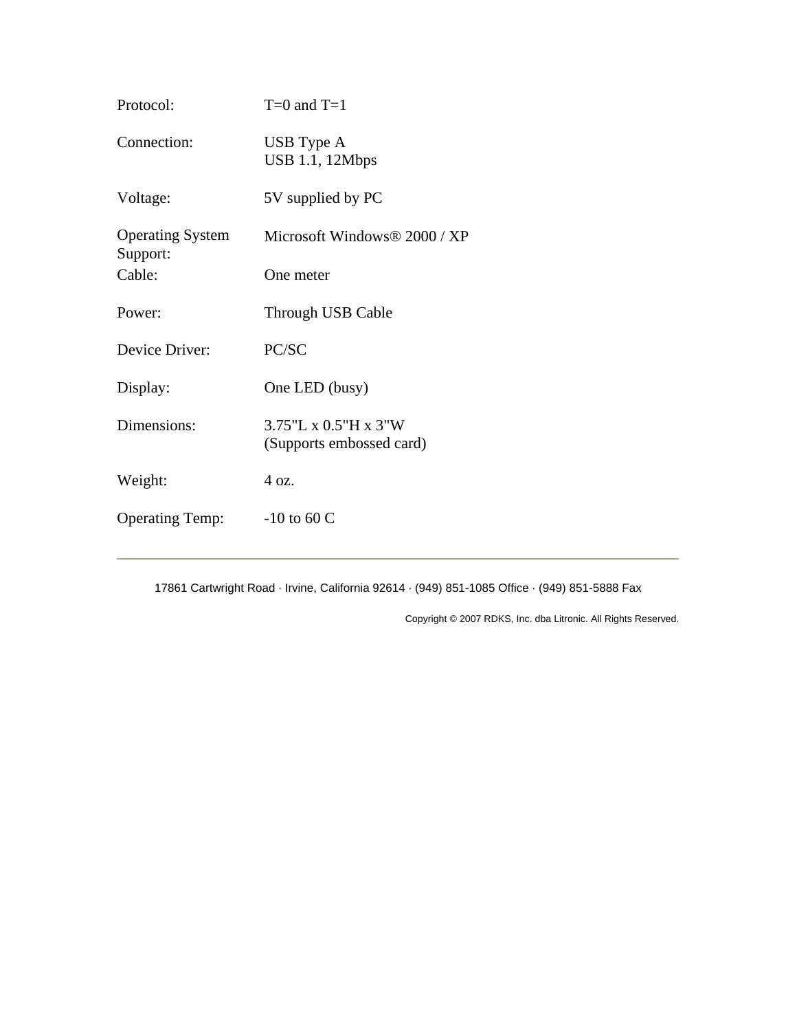| | |
|---|---|
| Protocol: | T=0 and T=1 |
| Connection: | USB Type A<br>USB 1.1, 12Mbps |
| Voltage: | 5V supplied by PC |
| Operating System Support: | Microsoft Windows® 2000 / XP |
| Cable: | One meter |
| Power: | Through USB Cable |
| Device Driver: | PC/SC |
| Display: | One LED (busy) |
| Dimensions: | 3.75"L x 0.5"H x 3"W<br>(Supports embossed card) |
| Weight: | 4 oz. |
| Operating Temp: | -10 to 60 C |

---

17861 Cartwright Road · Irvine, California 92614 · (949) 851-1085 Office · (949) 851-5888 Fax

Copyright © 2007 RDKS, Inc. dba Litronic. All Rights Reserved.